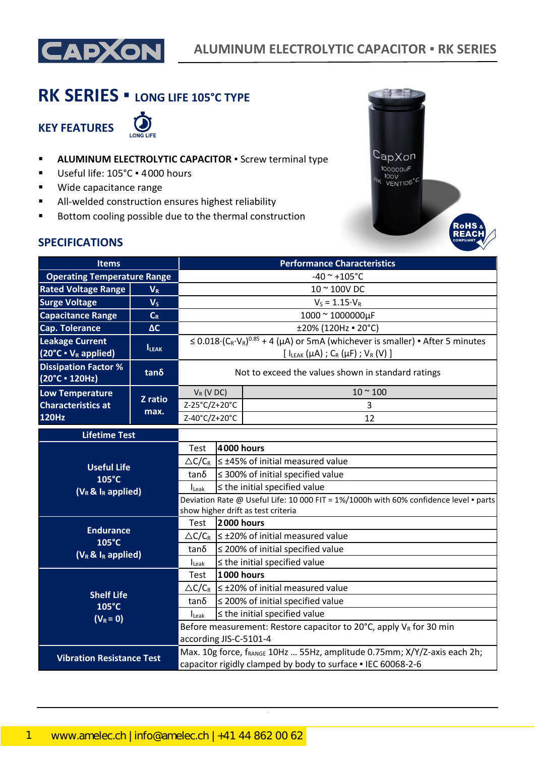# RK SERIES ▪ LONG LIFE 105°C TYPE

## KEY FEATURES

LONG LIFE

- **ALUMINUM ELECTROLYTIC CAPACITOR** ▪ Screw terminal type
- Useful life: 105°C ▪ 4000 hours
- Wide capacitance range
- All-welded construction ensures highest reliability
- Bottom cooling possible due to the thermal construction

## SPECIFICATIONS

| Items | | Performance Characteristics | |
|---|---|---|---|
| Operating Temperature Range | | -40 ~ +105°C | |
| Rated Voltage Range | $V_R$ | 10 ~ 100V DC | |
| Surge Voltage | $V_S$ | $V_S = 1.15 \cdot V_R$ | |
| Capacitance Range | $C_R$ | 1000 ~ 1000000µF | |
| Cap. Tolerance | ΔC | ±20% (120Hz ▪ 20°C) | |
| Leakage Current (20°C ▪ $V_R$ applied) | $I_{LEAK}$ | $\leq 0.018 \cdot (C_R \cdot V_R)^{0.85} + 4$ (µA) or 5mA (whichever is smaller) ▪ After 5 minutes [ $I_{LEAK}$ (µA) ; $C_R$ (µF) ; $V_R$ (V) ] | |
| Dissipation Factor % (20°C ▪ 120Hz) | tanδ | Not to exceed the values shown in standard ratings | |
| Low Temperature Characteristics at 120Hz | Z ratio max. | $V_R$ (V DC) | 10 ~ 100 |
| | | Z-25°C/Z+20°C | 3 |
| | | Z-40°C/Z+20°C | 12 |

| Lifetime Test | | |
|---|---|---|
| Useful Life 105°C ($V_R$ & $I_R$ applied) | Test | **4000 hours** |
| | $\triangle C/C_R$ | ≤ ±45% of initial measured value |
| | tanδ | ≤ 300% of initial specified value |
| | $I_{Leak}$ | ≤ the initial specified value |
| | Deviation Rate @ Useful Life: 10 000 FIT = 1%/1000h with 60% confidence level ▪ parts show higher drift as test criteria | |
| Endurance 105°C ($V_R$ & $I_R$ applied) | Test | **2000 hours** |
| | $\triangle C/C_R$ | ≤ ±20% of initial measured value |
| | tanδ | ≤ 200% of initial specified value |
| | $I_{Leak}$ | ≤ the initial specified value |
| Shelf Life 105°C ($V_R$ = 0) | Test | **1000 hours** |
| | $\triangle C/C_R$ | ≤ ±20% of initial measured value |
| | tanδ | ≤ 200% of initial specified value |
| | $I_{Leak}$ | ≤ the initial specified value |
| | Before measurement: Restore capacitor to 20°C, apply $V_R$ for 30 min according JIS-C-5101-4 | |
| Vibration Resistance Test | Max. 10g force, $f_{RANGE}$ 10Hz … 55Hz, amplitude 0.75mm; X/Y/Z-axis each 2h; capacitor rigidly clamped by body to surface ▪ IEC 60068-2-6 | |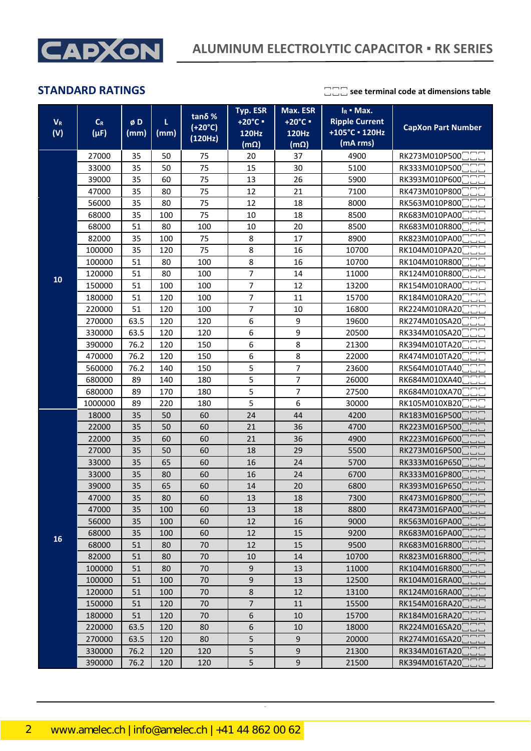## STANDARD RATINGS

□□□ see terminal code at dimensions table

| $V_R$ (V) | $C_R$ (µF) | ø D (mm) | L (mm) | tanδ % (+20°C) (120Hz) | Typ. ESR +20°C ▪ 120Hz (mΩ) | Max. ESR +20°C ▪ 120Hz (mΩ) | $I_R$ ▪ Max. Ripple Current +105°C ▪ 120Hz (mA rms) | CapXon Part Number |
|---|---|---|---|---|---|---|---|---|
| 10 | 27000 | 35 | 50 | 75 | 20 | 37 | 4900 | RK273M010P500□□□ |
| | 33000 | 35 | 50 | 75 | 15 | 30 | 5100 | RK333M010P500□□□ |
| | 39000 | 35 | 60 | 75 | 13 | 26 | 5900 | RK393M010P600□□□ |
| | 47000 | 35 | 80 | 75 | 12 | 21 | 7100 | RK473M010P800□□□ |
| | 56000 | 35 | 80 | 75 | 12 | 18 | 8000 | RK563M010P800□□□ |
| | 68000 | 35 | 100 | 75 | 10 | 18 | 8500 | RK683M010PA00□□□ |
| | 68000 | 51 | 80 | 100 | 10 | 20 | 8500 | RK683M010R800□□□ |
| | 82000 | 35 | 100 | 75 | 8 | 17 | 8900 | RK823M010PA00□□□ |
| | 100000 | 35 | 120 | 75 | 8 | 16 | 10700 | RK104M010PA20□□□ |
| | 100000 | 51 | 80 | 100 | 8 | 16 | 10700 | RK104M010R800□□□ |
| | 120000 | 51 | 80 | 100 | 7 | 14 | 11000 | RK124M010R800□□□ |
| | 150000 | 51 | 100 | 100 | 7 | 12 | 13200 | RK154M010RA00□□□ |
| | 180000 | 51 | 120 | 100 | 7 | 11 | 15700 | RK184M010RA20□□□ |
| | 220000 | 51 | 120 | 100 | 7 | 10 | 16800 | RK224M010RA20□□□ |
| | 270000 | 63.5 | 120 | 120 | 6 | 9 | 19600 | RK274M010SA20□□□ |
| | 330000 | 63.5 | 120 | 120 | 6 | 9 | 20500 | RK334M010SA20□□□ |
| | 390000 | 76.2 | 120 | 150 | 6 | 8 | 21300 | RK394M010TA20□□□ |
| | 470000 | 76.2 | 120 | 150 | 6 | 8 | 22000 | RK474M010TA20□□□ |
| | 560000 | 76.2 | 140 | 150 | 5 | 7 | 23600 | RK564M010TA40□□□ |
| | 680000 | 89 | 140 | 180 | 5 | 7 | 26000 | RK684M010XA40□□□ |
| | 680000 | 89 | 170 | 180 | 5 | 7 | 27500 | RK684M010XA70□□□ |
| | 1000000 | 89 | 220 | 180 | 5 | 6 | 30000 | RK105M010XB20□□□ |
| 16 | 18000 | 35 | 50 | 60 | 24 | 44 | 4200 | RK183M016P500□□□ |
| | 22000 | 35 | 50 | 60 | 21 | 36 | 4700 | RK223M016P500□□□ |
| | 22000 | 35 | 60 | 60 | 21 | 36 | 4900 | RK223M016P600□□□ |
| | 27000 | 35 | 50 | 60 | 18 | 29 | 5500 | RK273M016P500□□□ |
| | 33000 | 35 | 65 | 60 | 16 | 24 | 5700 | RK333M016P650□□□ |
| | 33000 | 35 | 80 | 60 | 16 | 24 | 6700 | RK333M016P800□□□ |
| | 39000 | 35 | 65 | 60 | 14 | 20 | 6800 | RK393M016P650□□□ |
| | 47000 | 35 | 80 | 60 | 13 | 18 | 7300 | RK473M016P800□□□ |
| | 47000 | 35 | 100 | 60 | 13 | 18 | 8800 | RK473M016PA00□□□ |
| | 56000 | 35 | 100 | 60 | 12 | 16 | 9000 | RK563M016PA00□□□ |
| | 68000 | 35 | 100 | 60 | 12 | 15 | 9200 | RK683M016PA00□□□ |
| | 68000 | 51 | 80 | 70 | 12 | 15 | 9500 | RK683M016R800□□□ |
| | 82000 | 51 | 80 | 70 | 10 | 14 | 10700 | RK823M016R800□□□ |
| | 100000 | 51 | 80 | 70 | 9 | 13 | 11000 | RK104M016R800□□□ |
| | 100000 | 51 | 100 | 70 | 9 | 13 | 12500 | RK104M016RA00□□□ |
| | 120000 | 51 | 100 | 70 | 8 | 12 | 13100 | RK124M016RA00□□□ |
| | 150000 | 51 | 120 | 70 | 7 | 11 | 15500 | RK154M016RA20□□□ |
| | 180000 | 51 | 120 | 70 | 6 | 10 | 15700 | RK184M016RA20□□□ |
| | 220000 | 63.5 | 120 | 80 | 6 | 10 | 18000 | RK224M016SA20□□□ |
| | 270000 | 63.5 | 120 | 80 | 5 | 9 | 20000 | RK274M016SA20□□□ |
| | 330000 | 76.2 | 120 | 120 | 5 | 9 | 21300 | RK334M016TA20□□□ |
| | 390000 | 76.2 | 120 | 120 | 5 | 9 | 21500 | RK394M016TA20□□□ |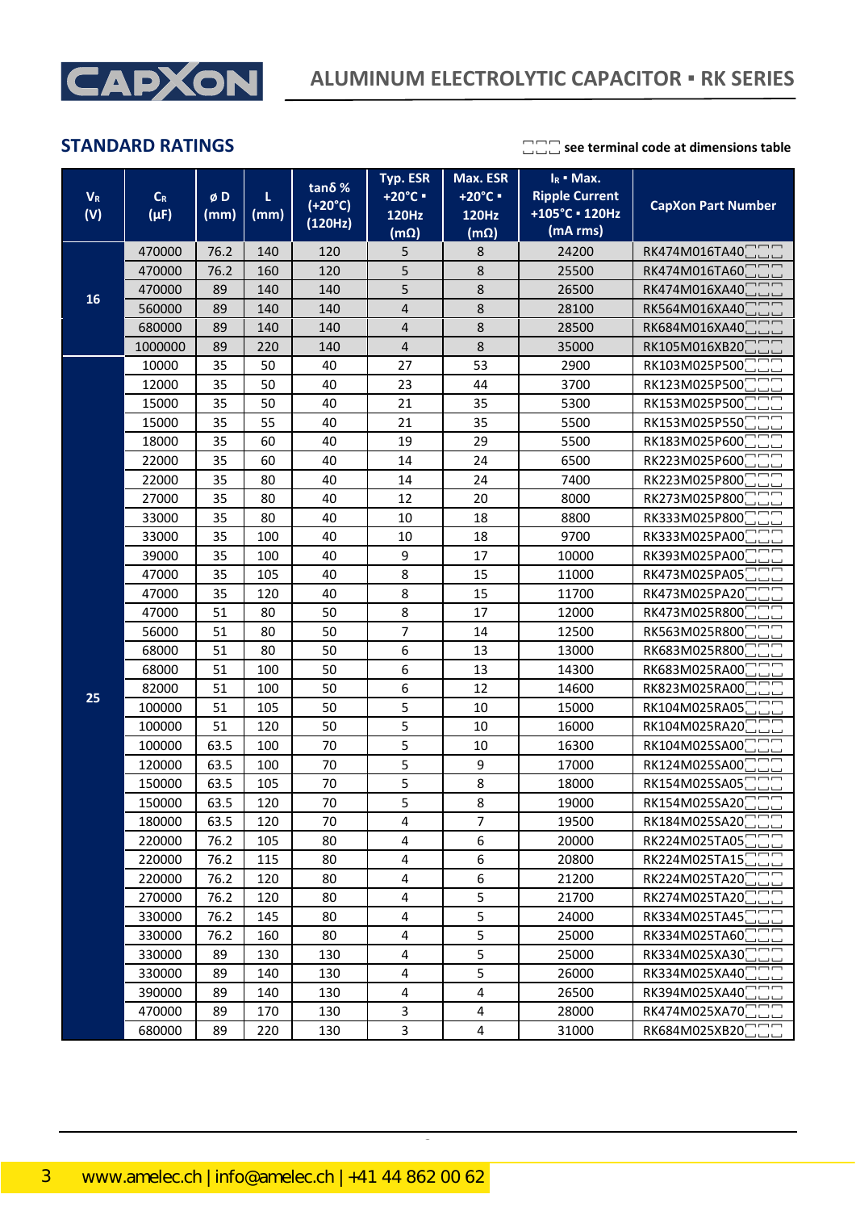## STANDARD RATINGS

□□□ see terminal code at dimensions table

| $V_R$ (V) | $C_R$ (µF) | ø D (mm) | L (mm) | tanδ % (+20°C) (120Hz) | Typ. ESR +20°C ▪ 120Hz (mΩ) | Max. ESR +20°C ▪ 120Hz (mΩ) | $I_R$ ▪ Max. Ripple Current +105°C ▪ 120Hz (mA rms) | CapXon Part Number |
|---|---|---|---|---|---|---|---|---|
| 16 | 470000 | 76.2 | 140 | 120 | 5 | 8 | 24200 | RK474M016TA40□□□ |
| | 470000 | 76.2 | 160 | 120 | 5 | 8 | 25500 | RK474M016TA60□□□ |
| | 470000 | 89 | 140 | 140 | 5 | 8 | 26500 | RK474M016XA40□□□ |
| | 560000 | 89 | 140 | 140 | 4 | 8 | 28100 | RK564M016XA40□□□ |
| | 680000 | 89 | 140 | 140 | 4 | 8 | 28500 | RK684M016XA40□□□ |
| | 1000000 | 89 | 220 | 140 | 4 | 8 | 35000 | RK105M016XB20□□□ |
| 25 | 10000 | 35 | 50 | 40 | 27 | 53 | 2900 | RK103M025P500□□□ |
| | 12000 | 35 | 50 | 40 | 23 | 44 | 3700 | RK123M025P500□□□ |
| | 15000 | 35 | 50 | 40 | 21 | 35 | 5300 | RK153M025P500□□□ |
| | 15000 | 35 | 55 | 40 | 21 | 35 | 5500 | RK153M025P550□□□ |
| | 18000 | 35 | 60 | 40 | 19 | 29 | 5500 | RK183M025P600□□□ |
| | 22000 | 35 | 60 | 40 | 14 | 24 | 6500 | RK223M025P600□□□ |
| | 22000 | 35 | 80 | 40 | 14 | 24 | 7400 | RK223M025P800□□□ |
| | 27000 | 35 | 80 | 40 | 12 | 20 | 8000 | RK273M025P800□□□ |
| | 33000 | 35 | 80 | 40 | 10 | 18 | 8800 | RK333M025P800□□□ |
| | 33000 | 35 | 100 | 40 | 10 | 18 | 9700 | RK333M025PA00□□□ |
| | 39000 | 35 | 100 | 40 | 9 | 17 | 10000 | RK393M025PA00□□□ |
| | 47000 | 35 | 105 | 40 | 8 | 15 | 11000 | RK473M025PA05□□□ |
| | 47000 | 35 | 120 | 40 | 8 | 15 | 11700 | RK473M025PA20□□□ |
| | 47000 | 51 | 80 | 50 | 8 | 17 | 12000 | RK473M025R800□□□ |
| | 56000 | 51 | 80 | 50 | 7 | 14 | 12500 | RK563M025R800□□□ |
| | 68000 | 51 | 80 | 50 | 6 | 13 | 13000 | RK683M025R800□□□ |
| | 68000 | 51 | 100 | 50 | 6 | 13 | 14300 | RK683M025RA00□□□ |
| | 82000 | 51 | 100 | 50 | 6 | 12 | 14600 | RK823M025RA00□□□ |
| | 100000 | 51 | 105 | 50 | 5 | 10 | 15000 | RK104M025RA05□□□ |
| | 100000 | 51 | 120 | 50 | 5 | 10 | 16000 | RK104M025RA20□□□ |
| | 100000 | 63.5 | 100 | 70 | 5 | 10 | 16300 | RK104M025SA00□□□ |
| | 120000 | 63.5 | 100 | 70 | 5 | 9 | 17000 | RK124M025SA00□□□ |
| | 150000 | 63.5 | 105 | 70 | 5 | 8 | 18000 | RK154M025SA05□□□ |
| | 150000 | 63.5 | 120 | 70 | 5 | 8 | 19000 | RK154M025SA20□□□ |
| | 180000 | 63.5 | 120 | 70 | 4 | 7 | 19500 | RK184M025SA20□□□ |
| | 220000 | 76.2 | 105 | 80 | 4 | 6 | 20000 | RK224M025TA05□□□ |
| | 220000 | 76.2 | 115 | 80 | 4 | 6 | 20800 | RK224M025TA15□□□ |
| | 220000 | 76.2 | 120 | 80 | 4 | 6 | 21200 | RK224M025TA20□□□ |
| | 270000 | 76.2 | 120 | 80 | 4 | 5 | 21700 | RK274M025TA20□□□ |
| | 330000 | 76.2 | 145 | 80 | 4 | 5 | 24000 | RK334M025TA45□□□ |
| | 330000 | 76.2 | 160 | 80 | 4 | 5 | 25000 | RK334M025TA60□□□ |
| | 330000 | 89 | 130 | 130 | 4 | 5 | 25000 | RK334M025XA30□□□ |
| | 330000 | 89 | 140 | 130 | 4 | 5 | 26000 | RK334M025XA40□□□ |
| | 390000 | 89 | 140 | 130 | 4 | 4 | 26500 | RK394M025XA40□□□ |
| | 470000 | 89 | 170 | 130 | 3 | 4 | 28000 | RK474M025XA70□□□ |
| | 680000 | 89 | 220 | 130 | 3 | 4 | 31000 | RK684M025XB20□□□ |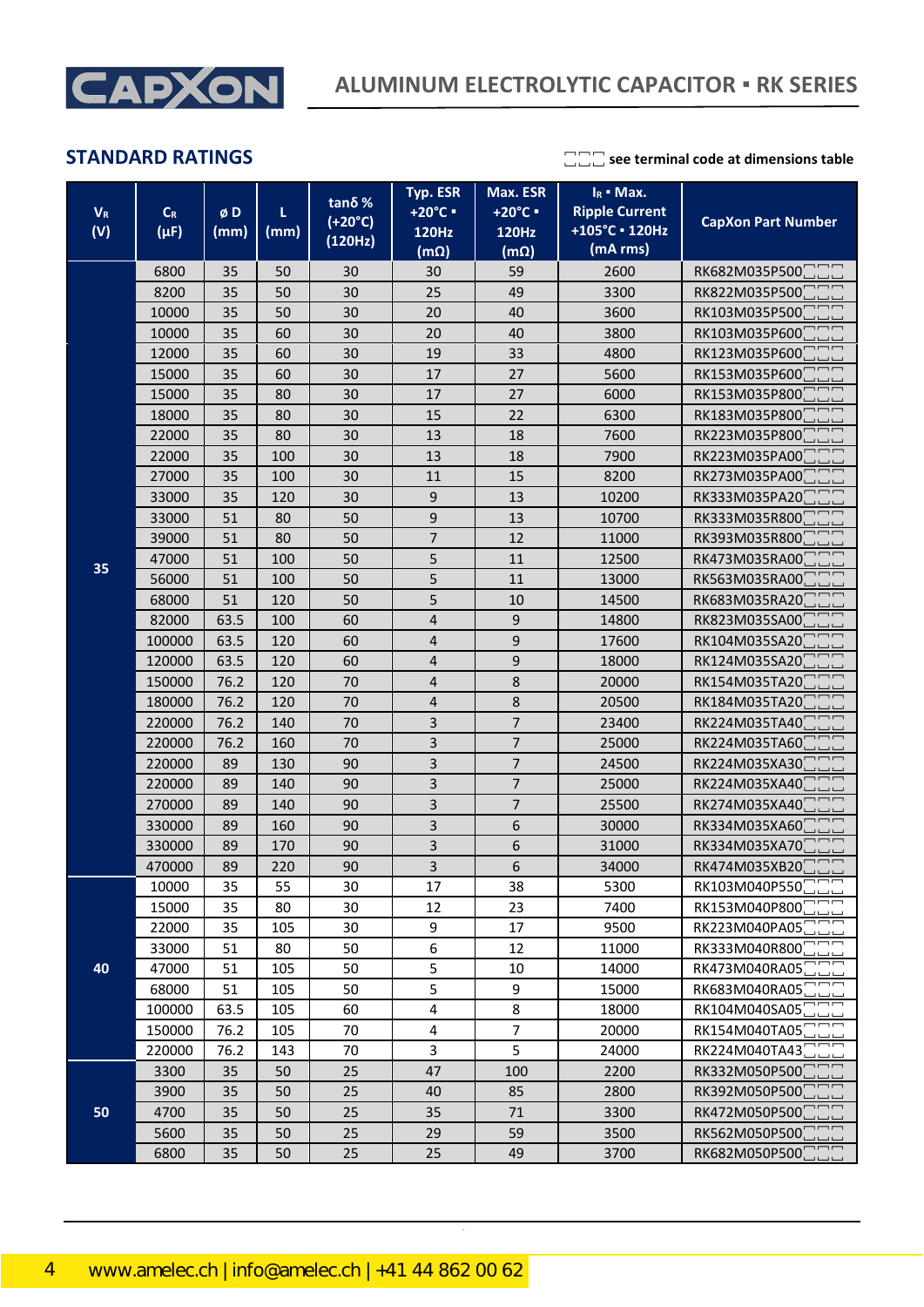## STANDARD RATINGS

□□□ see terminal code at dimensions table

| $V_R$ (V) | $C_R$ (µF) | ø D (mm) | L (mm) | tanδ % (+20°C) (120Hz) | Typ. ESR +20°C ▪ 120Hz (mΩ) | Max. ESR +20°C ▪ 120Hz (mΩ) | $I_R$ ▪ Max. Ripple Current +105°C ▪ 120Hz (mA rms) | CapXon Part Number |
|---|---|---|---|---|---|---|---|---|
| 35 | 6800 | 35 | 50 | 30 | 30 | 59 | 2600 | RK682M035P500□□□ |
| | 8200 | 35 | 50 | 30 | 25 | 49 | 3300 | RK822M035P500□□□ |
| | 10000 | 35 | 50 | 30 | 20 | 40 | 3600 | RK103M035P500□□□ |
| | 10000 | 35 | 60 | 30 | 20 | 40 | 3800 | RK103M035P600□□□ |
| | 12000 | 35 | 60 | 30 | 19 | 33 | 4800 | RK123M035P600□□□ |
| | 15000 | 35 | 60 | 30 | 17 | 27 | 5600 | RK153M035P600□□□ |
| | 15000 | 35 | 80 | 30 | 17 | 27 | 6000 | RK153M035P800□□□ |
| | 18000 | 35 | 80 | 30 | 15 | 22 | 6300 | RK183M035P800□□□ |
| | 22000 | 35 | 80 | 30 | 13 | 18 | 7600 | RK223M035P800□□□ |
| | 22000 | 35 | 100 | 30 | 13 | 18 | 7900 | RK223M035PA00□□□ |
| | 27000 | 35 | 100 | 30 | 11 | 15 | 8200 | RK273M035PA00□□□ |
| | 33000 | 35 | 120 | 30 | 9 | 13 | 10200 | RK333M035PA20□□□ |
| | 33000 | 51 | 80 | 50 | 9 | 13 | 10700 | RK333M035R800□□□ |
| | 39000 | 51 | 80 | 50 | 7 | 12 | 11000 | RK393M035R800□□□ |
| | 47000 | 51 | 100 | 50 | 5 | 11 | 12500 | RK473M035RA00□□□ |
| | 56000 | 51 | 100 | 50 | 5 | 11 | 13000 | RK563M035RA00□□□ |
| | 68000 | 51 | 120 | 50 | 5 | 10 | 14500 | RK683M035RA20□□□ |
| | 82000 | 63.5 | 100 | 60 | 4 | 9 | 14800 | RK823M035SA00□□□ |
| | 100000 | 63.5 | 120 | 60 | 4 | 9 | 17600 | RK104M035SA20□□□ |
| | 120000 | 63.5 | 120 | 60 | 4 | 9 | 18000 | RK124M035SA20□□□ |
| | 150000 | 76.2 | 120 | 70 | 4 | 8 | 20000 | RK154M035TA20□□□ |
| | 180000 | 76.2 | 120 | 70 | 4 | 8 | 20500 | RK184M035TA20□□□ |
| | 220000 | 76.2 | 140 | 70 | 3 | 7 | 23400 | RK224M035TA40□□□ |
| | 220000 | 76.2 | 160 | 70 | 3 | 7 | 25000 | RK224M035TA60□□□ |
| | 220000 | 89 | 130 | 90 | 3 | 7 | 24500 | RK224M035XA30□□□ |
| | 220000 | 89 | 140 | 90 | 3 | 7 | 25000 | RK224M035XA40□□□ |
| | 270000 | 89 | 140 | 90 | 3 | 7 | 25500 | RK274M035XA40□□□ |
| | 330000 | 89 | 160 | 90 | 3 | 6 | 30000 | RK334M035XA60□□□ |
| | 330000 | 89 | 170 | 90 | 3 | 6 | 31000 | RK334M035XA70□□□ |
| | 470000 | 89 | 220 | 90 | 3 | 6 | 34000 | RK474M035XB20□□□ |
| 40 | 10000 | 35 | 55 | 30 | 17 | 38 | 5300 | RK103M040P550□□□ |
| | 15000 | 35 | 80 | 30 | 12 | 23 | 7400 | RK153M040P800□□□ |
| | 22000 | 35 | 105 | 30 | 9 | 17 | 9500 | RK223M040PA05□□□ |
| | 33000 | 51 | 80 | 50 | 6 | 12 | 11000 | RK333M040R800□□□ |
| | 47000 | 51 | 105 | 50 | 5 | 10 | 14000 | RK473M040RA05□□□ |
| | 68000 | 51 | 105 | 50 | 5 | 9 | 15000 | RK683M040RA05□□□ |
| | 100000 | 63.5 | 105 | 60 | 4 | 8 | 18000 | RK104M040SA05□□□ |
| | 150000 | 76.2 | 105 | 70 | 4 | 7 | 20000 | RK154M040TA05□□□ |
| | 220000 | 76.2 | 143 | 70 | 3 | 5 | 24000 | RK224M040TA43□□□ |
| 50 | 3300 | 35 | 50 | 25 | 47 | 100 | 2200 | RK332M050P500□□□ |
| | 3900 | 35 | 50 | 25 | 40 | 85 | 2800 | RK392M050P500□□□ |
| | 4700 | 35 | 50 | 25 | 35 | 71 | 3300 | RK472M050P500□□□ |
| | 5600 | 35 | 50 | 25 | 29 | 59 | 3500 | RK562M050P500□□□ |
| | 6800 | 35 | 50 | 25 | 25 | 49 | 3700 | RK682M050P500□□□ |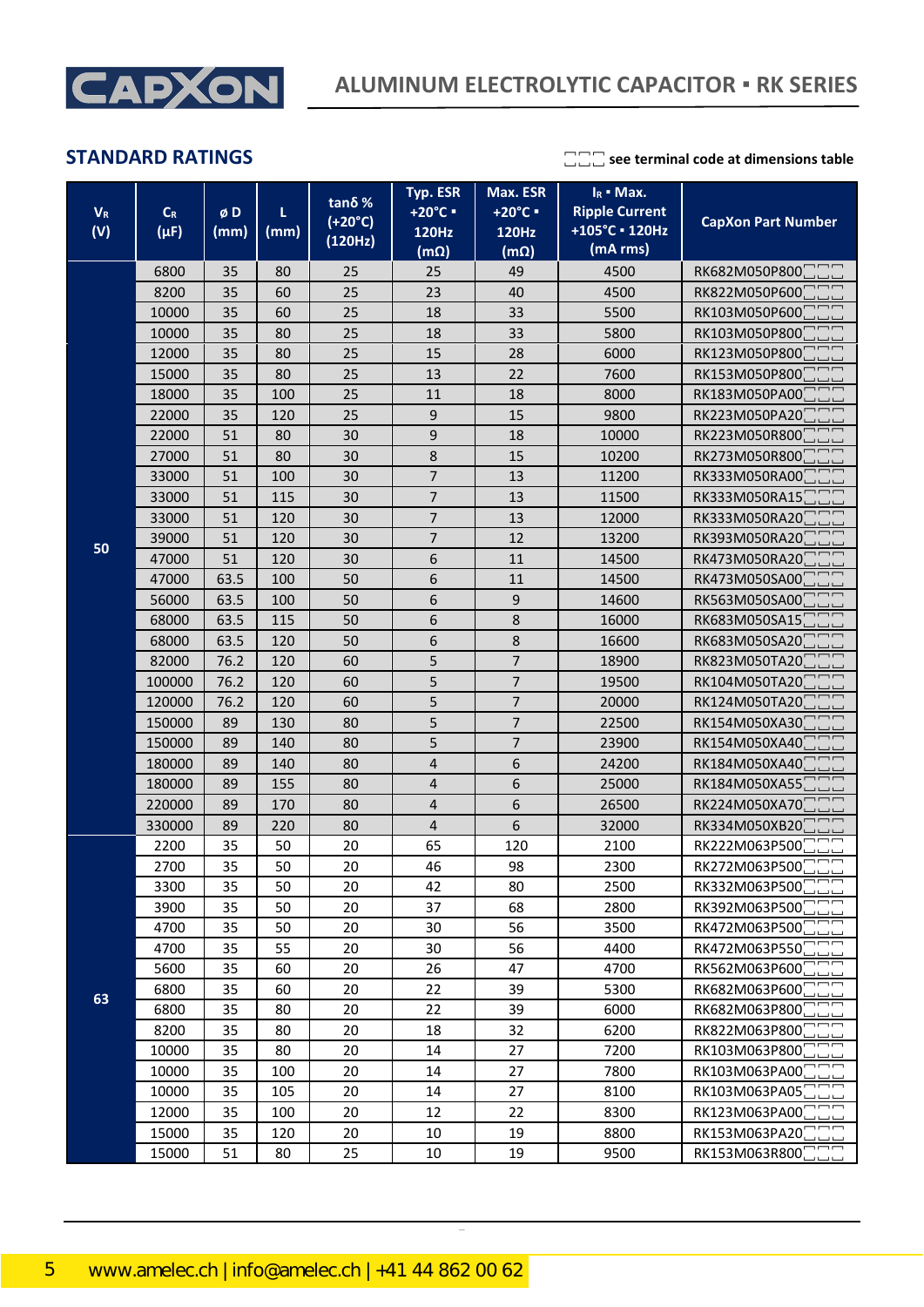## STANDARD RATINGS

□□□ see terminal code at dimensions table

| $V_R$ (V) | $C_R$ (µF) | ø D (mm) | L (mm) | tanδ % (+20°C) (120Hz) | Typ. ESR +20°C ▪ 120Hz (mΩ) | Max. ESR +20°C ▪ 120Hz (mΩ) | $I_R$ ▪ Max. Ripple Current +105°C ▪ 120Hz (mA rms) | CapXon Part Number |
|---|---|---|---|---|---|---|---|---|
| 50 | 6800 | 35 | 80 | 25 | 25 | 49 | 4500 | RK682M050P800□□□ |
| | 8200 | 35 | 60 | 25 | 23 | 40 | 4500 | RK822M050P600□□□ |
| | 10000 | 35 | 60 | 25 | 18 | 33 | 5500 | RK103M050P600□□□ |
| | 10000 | 35 | 80 | 25 | 18 | 33 | 5800 | RK103M050P800□□□ |
| | 12000 | 35 | 80 | 25 | 15 | 28 | 6000 | RK123M050P800□□□ |
| | 15000 | 35 | 80 | 25 | 13 | 22 | 7600 | RK153M050P800□□□ |
| | 18000 | 35 | 100 | 25 | 11 | 18 | 8000 | RK183M050PA00□□□ |
| | 22000 | 35 | 120 | 25 | 9 | 15 | 9800 | RK223M050PA20□□□ |
| | 22000 | 51 | 80 | 30 | 9 | 18 | 10000 | RK223M050R800□□□ |
| | 27000 | 51 | 80 | 30 | 8 | 15 | 10200 | RK273M050R800□□□ |
| | 33000 | 51 | 100 | 30 | 7 | 13 | 11200 | RK333M050RA00□□□ |
| | 33000 | 51 | 115 | 30 | 7 | 13 | 11500 | RK333M050RA15□□□ |
| | 33000 | 51 | 120 | 30 | 7 | 13 | 12000 | RK333M050RA20□□□ |
| | 39000 | 51 | 120 | 30 | 7 | 12 | 13200 | RK393M050RA20□□□ |
| | 47000 | 51 | 120 | 30 | 6 | 11 | 14500 | RK473M050RA20□□□ |
| | 47000 | 63.5 | 100 | 50 | 6 | 11 | 14500 | RK473M050SA00□□□ |
| | 56000 | 63.5 | 100 | 50 | 6 | 9 | 14600 | RK563M050SA00□□□ |
| | 68000 | 63.5 | 115 | 50 | 6 | 8 | 16000 | RK683M050SA15□□□ |
| | 68000 | 63.5 | 120 | 50 | 6 | 8 | 16600 | RK683M050SA20□□□ |
| | 82000 | 76.2 | 120 | 60 | 5 | 7 | 18900 | RK823M050TA20□□□ |
| | 100000 | 76.2 | 120 | 60 | 5 | 7 | 19500 | RK104M050TA20□□□ |
| | 120000 | 76.2 | 120 | 60 | 5 | 7 | 20000 | RK124M050TA20□□□ |
| | 150000 | 89 | 130 | 80 | 5 | 7 | 22500 | RK154M050XA30□□□ |
| | 150000 | 89 | 140 | 80 | 5 | 7 | 23900 | RK154M050XA40□□□ |
| | 180000 | 89 | 140 | 80 | 4 | 6 | 24200 | RK184M050XA40□□□ |
| | 180000 | 89 | 155 | 80 | 4 | 6 | 25000 | RK184M050XA55□□□ |
| | 220000 | 89 | 170 | 80 | 4 | 6 | 26500 | RK224M050XA70□□□ |
| | 330000 | 89 | 220 | 80 | 4 | 6 | 32000 | RK334M050XB20□□□ |
| 63 | 2200 | 35 | 50 | 20 | 65 | 120 | 2100 | RK222M063P500□□□ |
| | 2700 | 35 | 50 | 20 | 46 | 98 | 2300 | RK272M063P500□□□ |
| | 3300 | 35 | 50 | 20 | 42 | 80 | 2500 | RK332M063P500□□□ |
| | 3900 | 35 | 50 | 20 | 37 | 68 | 2800 | RK392M063P500□□□ |
| | 4700 | 35 | 50 | 20 | 30 | 56 | 3500 | RK472M063P500□□□ |
| | 4700 | 35 | 55 | 20 | 30 | 56 | 4400 | RK472M063P550□□□ |
| | 5600 | 35 | 60 | 20 | 26 | 47 | 4700 | RK562M063P600□□□ |
| | 6800 | 35 | 60 | 20 | 22 | 39 | 5300 | RK682M063P600□□□ |
| | 6800 | 35 | 80 | 20 | 22 | 39 | 6000 | RK682M063P800□□□ |
| | 8200 | 35 | 80 | 20 | 18 | 32 | 6200 | RK822M063P800□□□ |
| | 10000 | 35 | 80 | 20 | 14 | 27 | 7200 | RK103M063P800□□□ |
| | 10000 | 35 | 100 | 20 | 14 | 27 | 7800 | RK103M063PA00□□□ |
| | 10000 | 35 | 105 | 20 | 14 | 27 | 8100 | RK103M063PA05□□□ |
| | 12000 | 35 | 100 | 20 | 12 | 22 | 8300 | RK123M063PA00□□□ |
| | 15000 | 35 | 120 | 20 | 10 | 19 | 8800 | RK153M063PA20□□□ |
| | 15000 | 51 | 80 | 25 | 10 | 19 | 9500 | RK153M063R800□□□ |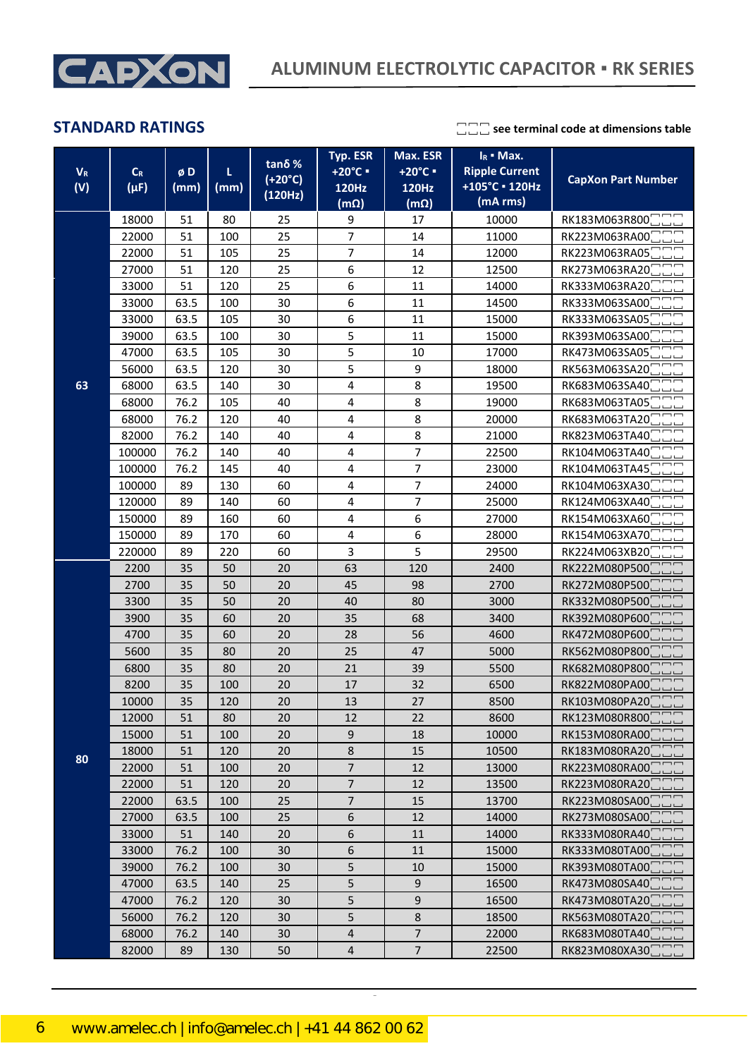## STANDARD RATINGS

□□□ see terminal code at dimensions table

| $V_R$ (V) | $C_R$ (µF) | ø D (mm) | L (mm) | tanδ % (+20°C) (120Hz) | Typ. ESR +20°C ▪ 120Hz (mΩ) | Max. ESR +20°C ▪ 120Hz (mΩ) | $I_R$ ▪ Max. Ripple Current +105°C ▪ 120Hz (mA rms) | CapXon Part Number |
|---|---|---|---|---|---|---|---|---|
| 63 | 18000 | 51 | 80 | 25 | 9 | 17 | 10000 | RK183M063R800□□□ |
| | 22000 | 51 | 100 | 25 | 7 | 14 | 11000 | RK223M063RA00□□□ |
| | 22000 | 51 | 105 | 25 | 7 | 14 | 12000 | RK223M063RA05□□□ |
| | 27000 | 51 | 120 | 25 | 6 | 12 | 12500 | RK273M063RA20□□□ |
| | 33000 | 51 | 120 | 25 | 6 | 11 | 14000 | RK333M063RA20□□□ |
| | 33000 | 63.5 | 100 | 30 | 6 | 11 | 14500 | RK333M063SA00□□□ |
| | 33000 | 63.5 | 105 | 30 | 6 | 11 | 15000 | RK333M063SA05□□□ |
| | 39000 | 63.5 | 100 | 30 | 5 | 11 | 15000 | RK393M063SA00□□□ |
| | 47000 | 63.5 | 105 | 30 | 5 | 10 | 17000 | RK473M063SA05□□□ |
| | 56000 | 63.5 | 120 | 30 | 5 | 9 | 18000 | RK563M063SA20□□□ |
| | 68000 | 63.5 | 140 | 30 | 4 | 8 | 19500 | RK683M063SA40□□□ |
| | 68000 | 76.2 | 105 | 40 | 4 | 8 | 19000 | RK683M063TA05□□□ |
| | 68000 | 76.2 | 120 | 40 | 4 | 8 | 20000 | RK683M063TA20□□□ |
| | 82000 | 76.2 | 140 | 40 | 4 | 8 | 21000 | RK823M063TA40□□□ |
| | 100000 | 76.2 | 140 | 40 | 4 | 7 | 22500 | RK104M063TA40□□□ |
| | 100000 | 76.2 | 145 | 40 | 4 | 7 | 23000 | RK104M063TA45□□□ |
| | 100000 | 89 | 130 | 60 | 4 | 7 | 24000 | RK104M063XA30□□□ |
| | 120000 | 89 | 140 | 60 | 4 | 7 | 25000 | RK124M063XA40□□□ |
| | 150000 | 89 | 160 | 60 | 4 | 6 | 27000 | RK154M063XA60□□□ |
| | 150000 | 89 | 170 | 60 | 4 | 6 | 28000 | RK154M063XA70□□□ |
| | 220000 | 89 | 220 | 60 | 3 | 5 | 29500 | RK224M063XB20□□□ |
| 80 | 2200 | 35 | 50 | 20 | 63 | 120 | 2400 | RK222M080P500□□□ |
| | 2700 | 35 | 50 | 20 | 45 | 98 | 2700 | RK272M080P500□□□ |
| | 3300 | 35 | 50 | 20 | 40 | 80 | 3000 | RK332M080P500□□□ |
| | 3900 | 35 | 60 | 20 | 35 | 68 | 3400 | RK392M080P600□□□ |
| | 4700 | 35 | 60 | 20 | 28 | 56 | 4600 | RK472M080P600□□□ |
| | 5600 | 35 | 80 | 20 | 25 | 47 | 5000 | RK562M080P800□□□ |
| | 6800 | 35 | 80 | 20 | 21 | 39 | 5500 | RK682M080P800□□□ |
| | 8200 | 35 | 100 | 20 | 17 | 32 | 6500 | RK822M080PA00□□□ |
| | 10000 | 35 | 120 | 20 | 13 | 27 | 8500 | RK103M080PA20□□□ |
| | 12000 | 51 | 80 | 20 | 12 | 22 | 8600 | RK123M080R800□□□ |
| | 15000 | 51 | 100 | 20 | 9 | 18 | 10000 | RK153M080RA00□□□ |
| | 18000 | 51 | 120 | 20 | 8 | 15 | 10500 | RK183M080RA20□□□ |
| | 22000 | 51 | 100 | 20 | 7 | 12 | 13000 | RK223M080RA00□□□ |
| | 22000 | 51 | 120 | 20 | 7 | 12 | 13500 | RK223M080RA20□□□ |
| | 22000 | 63.5 | 100 | 25 | 7 | 15 | 13700 | RK223M080SA00□□□ |
| | 27000 | 63.5 | 100 | 25 | 6 | 12 | 14000 | RK273M080SA00□□□ |
| | 33000 | 51 | 140 | 20 | 6 | 11 | 14000 | RK333M080RA40□□□ |
| | 33000 | 76.2 | 100 | 30 | 6 | 11 | 15000 | RK333M080TA00□□□ |
| | 39000 | 76.2 | 100 | 30 | 5 | 10 | 15000 | RK393M080TA00□□□ |
| | 47000 | 63.5 | 140 | 25 | 5 | 9 | 16500 | RK473M080SA40□□□ |
| | 47000 | 76.2 | 120 | 30 | 5 | 9 | 16500 | RK473M080TA20□□□ |
| | 56000 | 76.2 | 120 | 30 | 5 | 8 | 18500 | RK563M080TA20□□□ |
| | 68000 | 76.2 | 140 | 30 | 4 | 7 | 22000 | RK683M080TA40□□□ |
| | 82000 | 89 | 130 | 50 | 4 | 7 | 22500 | RK823M080XA30□□□ |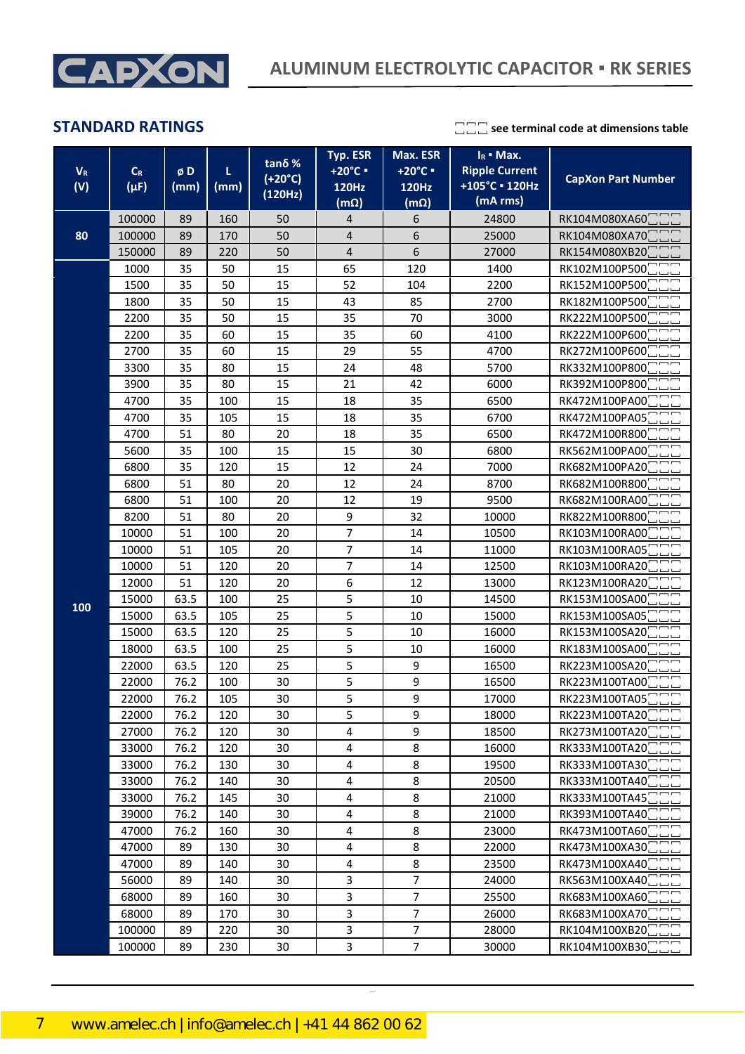## STANDARD RATINGS

□□□ see terminal code at dimensions table

| $V_R$ (V) | $C_R$ (µF) | ø D (mm) | L (mm) | tanδ % (+20°C) (120Hz) | Typ. ESR +20°C ▪ 120Hz (mΩ) | Max. ESR +20°C ▪ 120Hz (mΩ) | $I_R$ ▪ Max. Ripple Current +105°C ▪ 120Hz (mA rms) | CapXon Part Number |
|---|---|---|---|---|---|---|---|---|
| 80 | 100000 | 89 | 160 | 50 | 4 | 6 | 24800 | RK104M080XA60□□□ |
| | 100000 | 89 | 170 | 50 | 4 | 6 | 25000 | RK104M080XA70□□□ |
| | 150000 | 89 | 220 | 50 | 4 | 6 | 27000 | RK154M080XB20□□□ |
| 100 | 1000 | 35 | 50 | 15 | 65 | 120 | 1400 | RK102M100P500□□□ |
| | 1500 | 35 | 50 | 15 | 52 | 104 | 2200 | RK152M100P500□□□ |
| | 1800 | 35 | 50 | 15 | 43 | 85 | 2700 | RK182M100P500□□□ |
| | 2200 | 35 | 50 | 15 | 35 | 70 | 3000 | RK222M100P500□□□ |
| | 2200 | 35 | 60 | 15 | 35 | 60 | 4100 | RK222M100P600□□□ |
| | 2700 | 35 | 60 | 15 | 29 | 55 | 4700 | RK272M100P600□□□ |
| | 3300 | 35 | 80 | 15 | 24 | 48 | 5700 | RK332M100P800□□□ |
| | 3900 | 35 | 80 | 15 | 21 | 42 | 6000 | RK392M100P800□□□ |
| | 4700 | 35 | 100 | 15 | 18 | 35 | 6500 | RK472M100PA00□□□ |
| | 4700 | 35 | 105 | 15 | 18 | 35 | 6700 | RK472M100PA05□□□ |
| | 4700 | 51 | 80 | 20 | 18 | 35 | 6500 | RK472M100R800□□□ |
| | 5600 | 35 | 100 | 15 | 15 | 30 | 6800 | RK562M100PA00□□□ |
| | 6800 | 35 | 120 | 15 | 12 | 24 | 7000 | RK682M100PA20□□□ |
| | 6800 | 51 | 80 | 20 | 12 | 24 | 8700 | RK682M100R800□□□ |
| | 6800 | 51 | 100 | 20 | 12 | 19 | 9500 | RK682M100RA00□□□ |
| | 8200 | 51 | 80 | 20 | 9 | 32 | 10000 | RK822M100R800□□□ |
| | 10000 | 51 | 100 | 20 | 7 | 14 | 10500 | RK103M100RA00□□□ |
| | 10000 | 51 | 105 | 20 | 7 | 14 | 11000 | RK103M100RA05□□□ |
| | 10000 | 51 | 120 | 20 | 7 | 14 | 12500 | RK103M100RA20□□□ |
| | 12000 | 51 | 120 | 20 | 6 | 12 | 13000 | RK123M100RA20□□□ |
| | 15000 | 63.5 | 100 | 25 | 5 | 10 | 14500 | RK153M100SA00□□□ |
| | 15000 | 63.5 | 105 | 25 | 5 | 10 | 15000 | RK153M100SA05□□□ |
| | 15000 | 63.5 | 120 | 25 | 5 | 10 | 16000 | RK153M100SA20□□□ |
| | 18000 | 63.5 | 100 | 25 | 5 | 10 | 16000 | RK183M100SA00□□□ |
| | 22000 | 63.5 | 120 | 25 | 5 | 9 | 16500 | RK223M100SA20□□□ |
| | 22000 | 76.2 | 100 | 30 | 5 | 9 | 16500 | RK223M100TA00□□□ |
| | 22000 | 76.2 | 105 | 30 | 5 | 9 | 17000 | RK223M100TA05□□□ |
| | 22000 | 76.2 | 120 | 30 | 5 | 9 | 18000 | RK223M100TA20□□□ |
| | 27000 | 76.2 | 120 | 30 | 4 | 9 | 18500 | RK273M100TA20□□□ |
| | 33000 | 76.2 | 120 | 30 | 4 | 8 | 16000 | RK333M100TA20□□□ |
| | 33000 | 76.2 | 130 | 30 | 4 | 8 | 19500 | RK333M100TA30□□□ |
| | 33000 | 76.2 | 140 | 30 | 4 | 8 | 20500 | RK333M100TA40□□□ |
| | 33000 | 76.2 | 145 | 30 | 4 | 8 | 21000 | RK333M100TA45□□□ |
| | 39000 | 76.2 | 140 | 30 | 4 | 8 | 21000 | RK393M100TA40□□□ |
| | 47000 | 76.2 | 160 | 30 | 4 | 8 | 23000 | RK473M100TA60□□□ |
| | 47000 | 89 | 130 | 30 | 4 | 8 | 22000 | RK473M100XA30□□□ |
| | 47000 | 89 | 140 | 30 | 4 | 8 | 23500 | RK473M100XA40□□□ |
| | 56000 | 89 | 140 | 30 | 3 | 7 | 24000 | RK563M100XA40□□□ |
| | 68000 | 89 | 160 | 30 | 3 | 7 | 25500 | RK683M100XA60□□□ |
| | 68000 | 89 | 170 | 30 | 3 | 7 | 26000 | RK683M100XA70□□□ |
| | 100000 | 89 | 220 | 30 | 3 | 7 | 28000 | RK104M100XB20□□□ |
| | 100000 | 89 | 230 | 30 | 3 | 7 | 30000 | RK104M100XB30□□□ |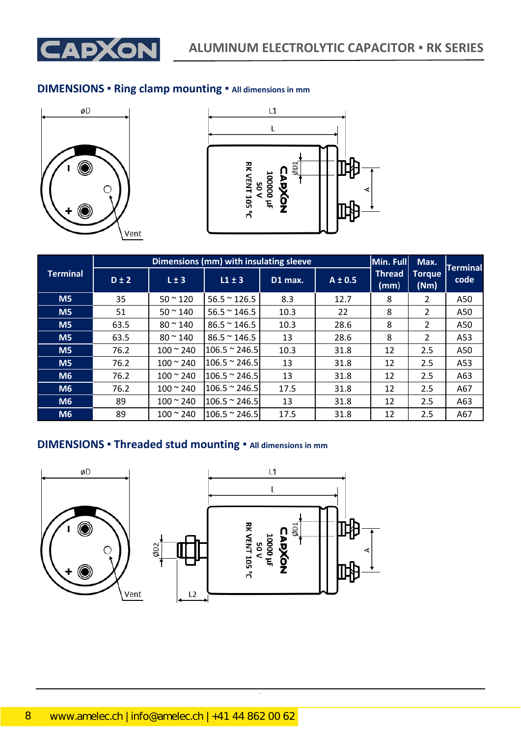## DIMENSIONS ▪ Ring clamp mounting ▪ All dimensions in mm

| Terminal | Dimensions (mm) with insulating sleeve | | | | | Min. Full Thread (mm) | Max. Torque (Nm) | Terminal code |
|---|---|---|---|---|---|---|---|---|
| | D ± 2 | L ± 3 | L1 ± 3 | D1 max. | A ± 0.5 | | | |
| M5 | 35 | 50 ~ 120 | 56.5 ~ 126.5 | 8.3 | 12.7 | 8 | 2 | A50 |
| M5 | 51 | 50 ~ 140 | 56.5 ~ 146.5 | 10.3 | 22 | 8 | 2 | A50 |
| M5 | 63.5 | 80 ~ 140 | 86.5 ~ 146.5 | 10.3 | 28.6 | 8 | 2 | A50 |
| M5 | 63.5 | 80 ~ 140 | 86.5 ~ 146.5 | 13 | 28.6 | 8 | 2 | A53 |
| M5 | 76.2 | 100 ~ 240 | 106.5 ~ 246.5 | 10.3 | 31.8 | 12 | 2.5 | A50 |
| M5 | 76.2 | 100 ~ 240 | 106.5 ~ 246.5 | 13 | 31.8 | 12 | 2.5 | A53 |
| M6 | 76.2 | 100 ~ 240 | 106.5 ~ 246.5 | 13 | 31.8 | 12 | 2.5 | A63 |
| M6 | 76.2 | 100 ~ 240 | 106.5 ~ 246.5 | 17.5 | 31.8 | 12 | 2.5 | A67 |
| M6 | 89 | 100 ~ 240 | 106.5 ~ 246.5 | 13 | 31.8 | 12 | 2.5 | A63 |
| M6 | 89 | 100 ~ 240 | 106.5 ~ 246.5 | 17.5 | 31.8 | 12 | 2.5 | A67 |

## DIMENSIONS ▪ Threaded stud mounting ▪ All dimensions in mm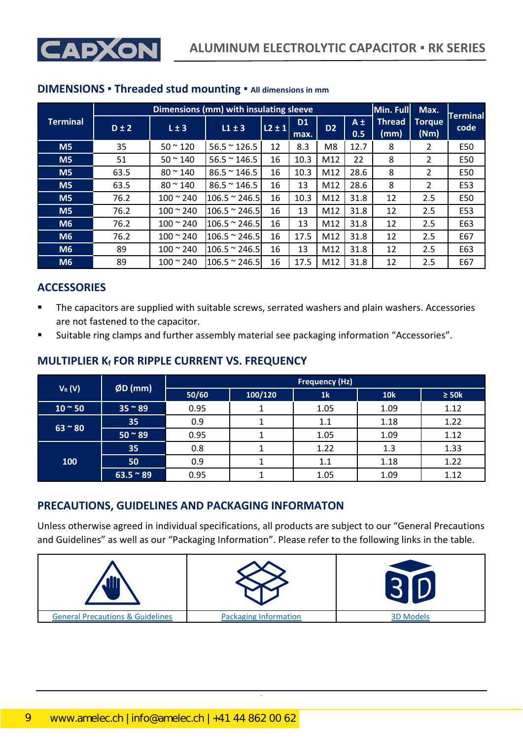## DIMENSIONS ▪ Threaded stud mounting ▪ All dimensions in mm

| Terminal | Dimensions (mm) with insulating sleeve | | | | | | | Min. Full Thread (mm) | Max. Torque (Nm) | Terminal code |
|---|---|---|---|---|---|---|---|---|---|---|
| | D ± 2 | L ± 3 | L1 ± 3 | L2 ± 1 | D1 max. | D2 | A ± 0.5 | | | |
| M5 | 35 | 50 ~ 120 | 56.5 ~ 126.5 | 12 | 8.3 | M8 | 12.7 | 8 | 2 | E50 |
| M5 | 51 | 50 ~ 140 | 56.5 ~ 146.5 | 16 | 10.3 | M12 | 22 | 8 | 2 | E50 |
| M5 | 63.5 | 80 ~ 140 | 86.5 ~ 146.5 | 16 | 10.3 | M12 | 28.6 | 8 | 2 | E50 |
| M5 | 63.5 | 80 ~ 140 | 86.5 ~ 146.5 | 16 | 13 | M12 | 28.6 | 8 | 2 | E53 |
| M5 | 76.2 | 100 ~ 240 | 106.5 ~ 246.5 | 16 | 10.3 | M12 | 31.8 | 12 | 2.5 | E50 |
| M5 | 76.2 | 100 ~ 240 | 106.5 ~ 246.5 | 16 | 13 | M12 | 31.8 | 12 | 2.5 | E53 |
| M6 | 76.2 | 100 ~ 240 | 106.5 ~ 246.5 | 16 | 13 | M12 | 31.8 | 12 | 2.5 | E63 |
| M6 | 76.2 | 100 ~ 240 | 106.5 ~ 246.5 | 16 | 17.5 | M12 | 31.8 | 12 | 2.5 | E67 |
| M6 | 89 | 100 ~ 240 | 106.5 ~ 246.5 | 16 | 13 | M12 | 31.8 | 12 | 2.5 | E63 |
| M6 | 89 | 100 ~ 240 | 106.5 ~ 246.5 | 16 | 17.5 | M12 | 31.8 | 12 | 2.5 | E67 |

## ACCESSORIES

- The capacitors are supplied with suitable screws, serrated washers and plain washers. Accessories are not fastened to the capacitor.
- Suitable ring clamps and further assembly material see packaging information "Accessories".

## MULTIPLIER $K_f$ FOR RIPPLE CURRENT VS. FREQUENCY

| $V_R$ (V) | ØD (mm) | Frequency (Hz) | | | | |
|---|---|---|---|---|---|---|
| | | 50/60 | 100/120 | 1k | 10k | ≥ 50k |
| 10 ~ 50 | 35 ~ 89 | 0.95 | 1 | 1.05 | 1.09 | 1.12 |
| 63 ~ 80 | 35 | 0.9 | 1 | 1.1 | 1.18 | 1.22 |
| | 50 ~ 89 | 0.95 | 1 | 1.05 | 1.09 | 1.12 |
| 100 | 35 | 0.8 | 1 | 1.22 | 1.3 | 1.33 |
| | 50 | 0.9 | 1 | 1.1 | 1.18 | 1.22 |
| | 63.5 ~ 89 | 0.95 | 1 | 1.05 | 1.09 | 1.12 |

## PRECAUTIONS, GUIDELINES AND PACKAGING INFORMATON

Unless otherwise agreed in individual specifications, all products are subject to our "General Precautions and Guidelines" as well as our "Packaging Information". Please refer to the following links in the table.

| General Precautions & Guidelines | Packaging Information | 3D Models |
|---|---|---|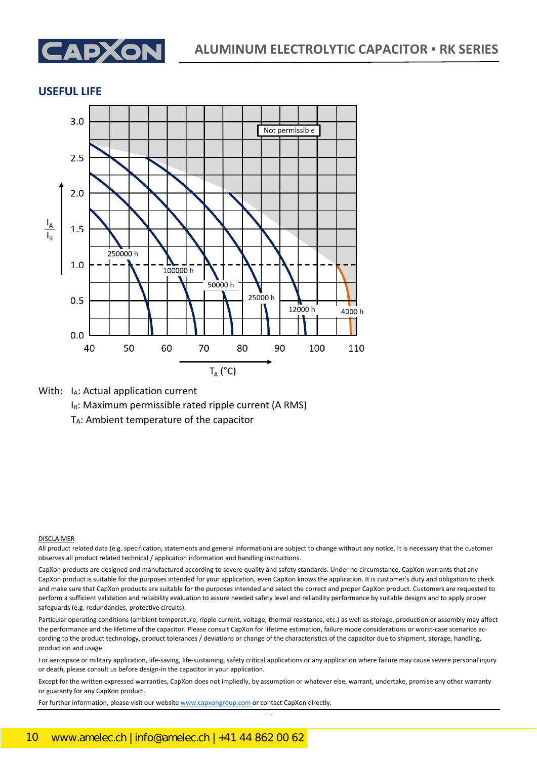## USEFUL LIFE

Not permissible

3.0
2.5
2.0
1.5
1.0
0.5
0.0

$\frac{I_A}{I_R}$

250000 h
100000 h
50000 h
25000 h
12000 h
4000 h

40 50 60 70 80 90 100 110

$T_A$ (°C)

With: $I_A$: Actual application current

$I_R$: Maximum permissible rated ripple current (A RMS)

$T_A$: Ambient temperature of the capacitor

DISCLAIMER

All product related data (e.g. specification, statements and general information) are subject to change without any notice. It is necessary that the customer observes all product related technical / application information and handling instructions.

CapXon products are designed and manufactured according to severe quality and safety standards. Under no circumstance, CapXon warrants that any CapXon product is suitable for the purposes intended for your application, even CapXon knows the application. It is customer's duty and obligation to check and make sure that CapXon products are suitable for the purposes intended and select the correct and proper CapXon product. Customers are requested to perform a sufficient validation and reliability evaluation to assure needed safety level and reliability performance by suitable designs and to apply proper safeguards (e.g. redundancies, protective circuits).

Particular operating conditions (ambient temperature, ripple current, voltage, thermal resistance, etc.) as well as storage, production or assembly may affect the performance and the lifetime of the capacitor. Please consult CapXon for lifetime estimation, failure mode considerations or worst-case scenarios according to the product technology, product tolerances / deviations or change of the characteristics of the capacitor due to shipment, storage, handling, production and usage.

For aerospace or military application, life-saving, life-sustaining, safety critical applications or any application where failure may cause severe personal injury or death, please consult us before design-in the capacitor in your application.

Except for the written expressed warranties, CapXon does not impliedly, by assumption or whatever else, warrant, undertake, promise any other warranty or guaranty for any CapXon product.

For further information, please visit our website www.capxongroup.com or contact CapXon directly.